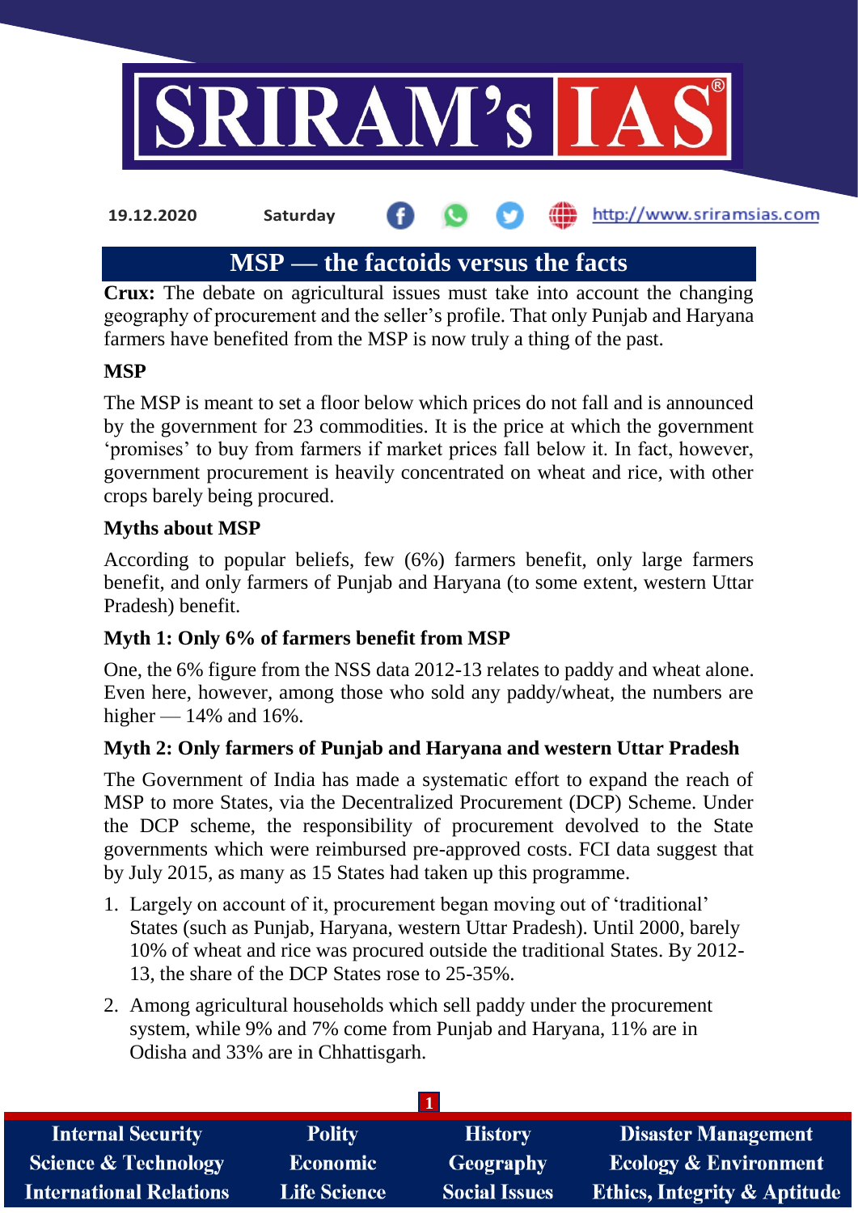19.12.2020 Saturday http://www.sriramsias.com

# MSP — the factoids versus the facts

**Crux:** The debate on agricultural issues must take into account the changing geography of procurement and the seller's profile. That only Punjab and Haryana farmers have benefited from the MSP is now truly a thing of the past.

## MSP

The MSP is meant to set a floor below which prices do not fall and is announced by the government for 23 commodities. It is the price at which the government 'promises' to buy from farmers if market prices fall below it. In fact, however, government procurement is heavily concentrated on wheat and rice, with other crops barely being procured.

## Myths about MSP

According to popular beliefs, few (6%) farmers benefit, only large farmers benefit, and only farmers of Punjab and Haryana (to some extent, western Uttar Pradesh) benefit.

### Myth 1: Only 6% of farmers benefit from MSP

One, the 6% figure from the NSS data 2012-13 relates to paddy and wheat alone. Even here, however, among those who sold any paddy/wheat, the numbers are higher — 14% and 16%.

### Myth 2: Only farmers of Punjab and Haryana and western Uttar Pradesh

The Government of India has made a systematic effort to expand the reach of MSP to more States, via the Decentralized Procurement (DCP) Scheme. Under the DCP scheme, the responsibility of procurement devolved to the State governments which were reimbursed pre-approved costs. FCI data suggest that by July 2015, as many as 15 States had taken up this programme.

1. Largely on account of it, procurement began moving out of 'traditional' States (such as Punjab, Haryana, western Uttar Pradesh). Until 2000, barely 10% of wheat and rice was procured outside the traditional States. By 2012-13, the share of the DCP States rose to 25-35%.
2. Among agricultural households which sell paddy under the procurement system, while 9% and 7% come from Punjab and Haryana, 11% are in Odisha and 33% are in Chhattisgarh.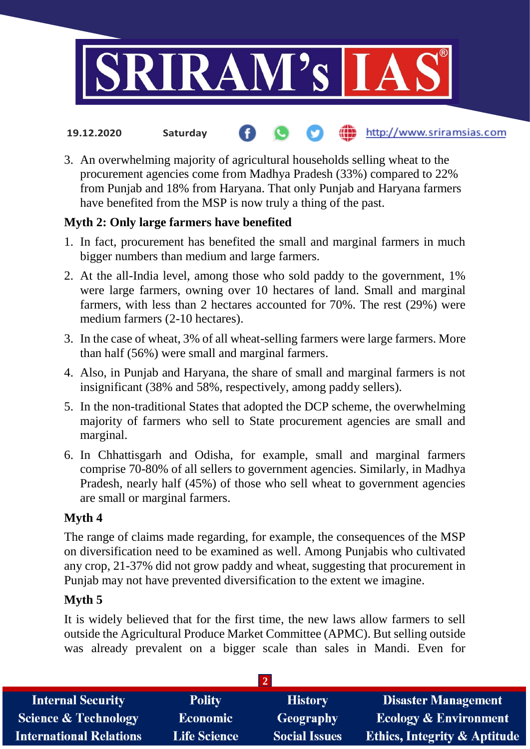3. An overwhelming majority of agricultural households selling wheat to the procurement agencies come from Madhya Pradesh (33%) compared to 22% from Punjab and 18% from Haryana. That only Punjab and Haryana farmers have benefited from the MSP is now truly a thing of the past.

**Myth 2: Only large farmers have benefited**

1. In fact, procurement has benefited the small and marginal farmers in much bigger numbers than medium and large farmers.
2. At the all-India level, among those who sold paddy to the government, 1% were large farmers, owning over 10 hectares of land. Small and marginal farmers, with less than 2 hectares accounted for 70%. The rest (29%) were medium farmers (2-10 hectares).
3. In the case of wheat, 3% of all wheat-selling farmers were large farmers. More than half (56%) were small and marginal farmers.
4. Also, in Punjab and Haryana, the share of small and marginal farmers is not insignificant (38% and 58%, respectively, among paddy sellers).
5. In the non-traditional States that adopted the DCP scheme, the overwhelming majority of farmers who sell to State procurement agencies are small and marginal.
6. In Chhattisgarh and Odisha, for example, small and marginal farmers comprise 70-80% of all sellers to government agencies. Similarly, in Madhya Pradesh, nearly half (45%) of those who sell wheat to government agencies are small or marginal farmers.

**Myth 4**

The range of claims made regarding, for example, the consequences of the MSP on diversification need to be examined as well. Among Punjabis who cultivated any crop, 21-37% did not grow paddy and wheat, suggesting that procurement in Punjab may not have prevented diversification to the extent we imagine.

**Myth 5**

It is widely believed that for the first time, the new laws allow farmers to sell outside the Agricultural Produce Market Committee (APMC). But selling outside was already prevalent on a bigger scale than sales in Mandi. Even for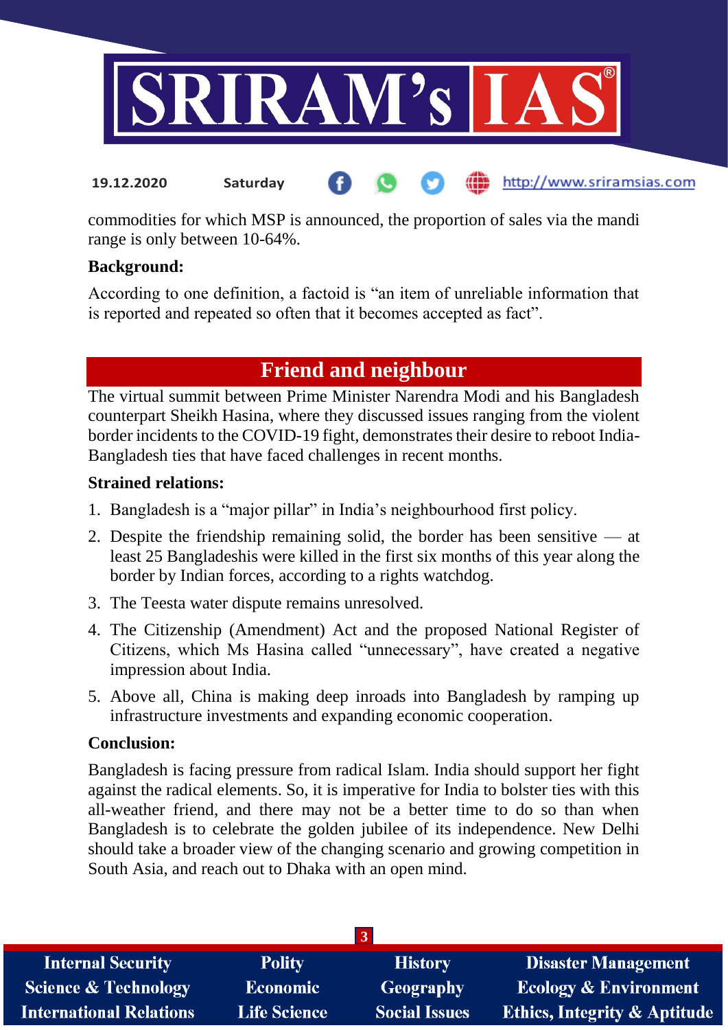commodities for which MSP is announced, the proportion of sales via the mandi range is only between 10-64%.

**Background:**

According to one definition, a factoid is "an item of unreliable information that is reported and repeated so often that it becomes accepted as fact".

## Friend and neighbour

The virtual summit between Prime Minister Narendra Modi and his Bangladesh counterpart Sheikh Hasina, where they discussed issues ranging from the violent border incidents to the COVID-19 fight, demonstrates their desire to reboot India-Bangladesh ties that have faced challenges in recent months.

**Strained relations:**

1. Bangladesh is a "major pillar" in India's neighbourhood first policy.
2. Despite the friendship remaining solid, the border has been sensitive — at least 25 Bangladeshis were killed in the first six months of this year along the border by Indian forces, according to a rights watchdog.
3. The Teesta water dispute remains unresolved.
4. The Citizenship (Amendment) Act and the proposed National Register of Citizens, which Ms Hasina called "unnecessary", have created a negative impression about India.
5. Above all, China is making deep inroads into Bangladesh by ramping up infrastructure investments and expanding economic cooperation.

**Conclusion:**

Bangladesh is facing pressure from radical Islam. India should support her fight against the radical elements. So, it is imperative for India to bolster ties with this all-weather friend, and there may not be a better time to do so than when Bangladesh is to celebrate the golden jubilee of its independence. New Delhi should take a broader view of the changing scenario and growing competition in South Asia, and reach out to Dhaka with an open mind.